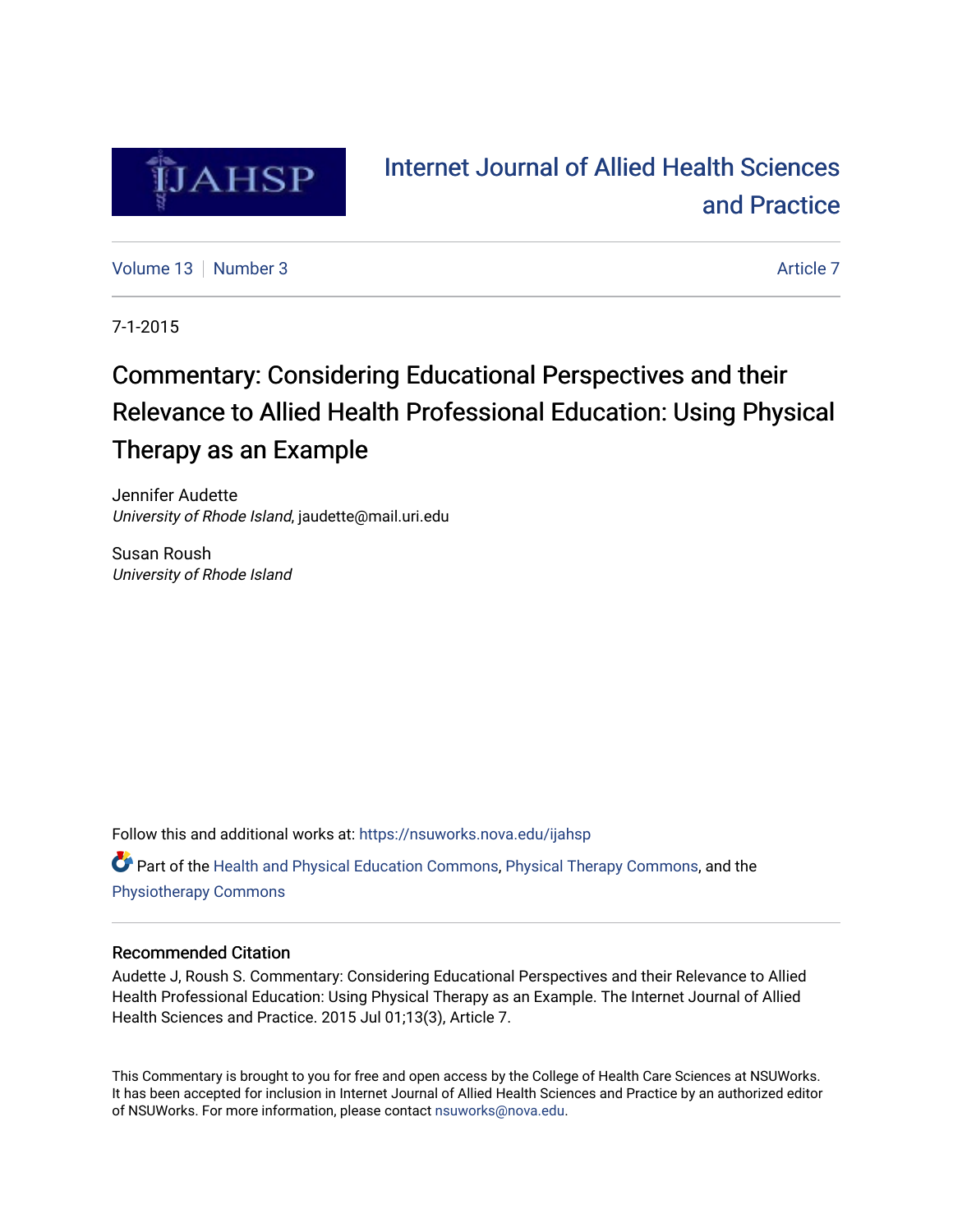# Internet Journal of Allied Health Sciences and Practice

Volume 13 | Number 3 | Article 7

7-1-2015

# Commentary: Considering Educational Perspectives and their Relevance to Allied Health Professional Education: Using Physical Therapy as an Example

Jennifer Audette
*University of Rhode Island*, jaudette@mail.uri.edu

Susan Roush
*University of Rhode Island*

Follow this and additional works at: https://nsuworks.nova.edu/ijahsp

Part of the Health and Physical Education Commons, Physical Therapy Commons, and the Physiotherapy Commons

### Recommended Citation

Audette J, Roush S. Commentary: Considering Educational Perspectives and their Relevance to Allied Health Professional Education: Using Physical Therapy as an Example. The Internet Journal of Allied Health Sciences and Practice. 2015 Jul 01;13(3), Article 7.

This Commentary is brought to you for free and open access by the College of Health Care Sciences at NSUWorks. It has been accepted for inclusion in Internet Journal of Allied Health Sciences and Practice by an authorized editor of NSUWorks. For more information, please contact nsuworks@nova.edu.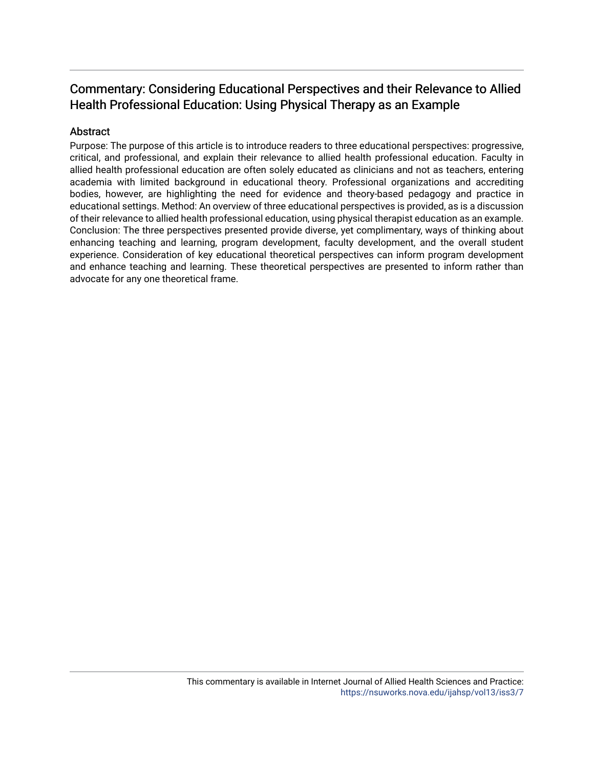## Commentary: Considering Educational Perspectives and their Relevance to Allied Health Professional Education: Using Physical Therapy as an Example

### Abstract

Purpose: The purpose of this article is to introduce readers to three educational perspectives: progressive, critical, and professional, and explain their relevance to allied health professional education. Faculty in allied health professional education are often solely educated as clinicians and not as teachers, entering academia with limited background in educational theory. Professional organizations and accrediting bodies, however, are highlighting the need for evidence and theory-based pedagogy and practice in educational settings. Method: An overview of three educational perspectives is provided, as is a discussion of their relevance to allied health professional education, using physical therapist education as an example. Conclusion: The three perspectives presented provide diverse, yet complimentary, ways of thinking about enhancing teaching and learning, program development, faculty development, and the overall student experience. Consideration of key educational theoretical perspectives can inform program development and enhance teaching and learning. These theoretical perspectives are presented to inform rather than advocate for any one theoretical frame.

This commentary is available in Internet Journal of Allied Health Sciences and Practice: https://nsuworks.nova.edu/ijahsp/vol13/iss3/7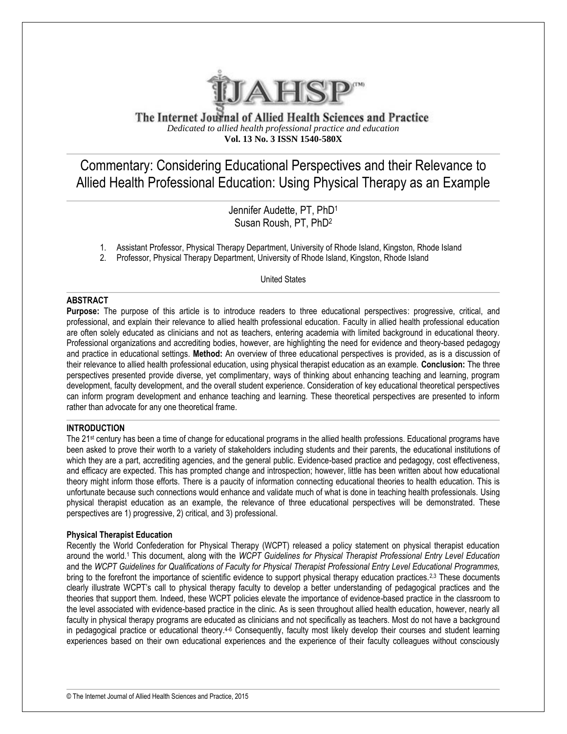# Commentary: Considering Educational Perspectives and their Relevance to Allied Health Professional Education: Using Physical Therapy as an Example

Jennifer Audette, PT, PhD[1]
Susan Roush, PT, PhD[2]

1. Assistant Professor, Physical Therapy Department, University of Rhode Island, Kingston, Rhode Island
2. Professor, Physical Therapy Department, University of Rhode Island, Kingston, Rhode Island

United States

## ABSTRACT

**Purpose:** The purpose of this article is to introduce readers to three educational perspectives: progressive, critical, and professional, and explain their relevance to allied health professional education. Faculty in allied health professional education are often solely educated as clinicians and not as teachers, entering academia with limited background in educational theory. Professional organizations and accrediting bodies, however, are highlighting the need for evidence and theory-based pedagogy and practice in educational settings. **Method:** An overview of three educational perspectives is provided, as is a discussion of their relevance to allied health professional education, using physical therapist education as an example. **Conclusion:** The three perspectives presented provide diverse, yet complimentary, ways of thinking about enhancing teaching and learning, program development, faculty development, and the overall student experience. Consideration of key educational theoretical perspectives can inform program development and enhance teaching and learning. These theoretical perspectives are presented to inform rather than advocate for any one theoretical frame.

## INTRODUCTION

The 21st century has been a time of change for educational programs in the allied health professions. Educational programs have been asked to prove their worth to a variety of stakeholders including students and their parents, the educational institutions of which they are a part, accrediting agencies, and the general public. Evidence-based practice and pedagogy, cost effectiveness, and efficacy are expected. This has prompted change and introspection; however, little has been written about how educational theory might inform those efforts. There is a paucity of information connecting educational theories to health education. This is unfortunate because such connections would enhance and validate much of what is done in teaching health professionals. Using physical therapist education as an example, the relevance of three educational perspectives will be demonstrated. These perspectives are 1) progressive, 2) critical, and 3) professional.

### Physical Therapist Education

Recently the World Confederation for Physical Therapy (WCPT) released a policy statement on physical therapist education around the world.[1] This document, along with the *WCPT Guidelines for Physical Therapist Professional Entry Level Education* and the *WCPT Guidelines for Qualifications of Faculty for Physical Therapist Professional Entry Level Educational Programmes,* bring to the forefront the importance of scientific evidence to support physical therapy education practices.[2,3] These documents clearly illustrate WCPT's call to physical therapy faculty to develop a better understanding of pedagogical practices and the theories that support them. Indeed, these WCPT policies elevate the importance of evidence-based practice in the classroom to the level associated with evidence-based practice in the clinic. As is seen throughout allied health education, however, nearly all faculty in physical therapy programs are educated as clinicians and not specifically as teachers. Most do not have a background in pedagogical practice or educational theory.[4-6] Consequently, faculty most likely develop their courses and student learning experiences based on their own educational experiences and the experience of their faculty colleagues without consciously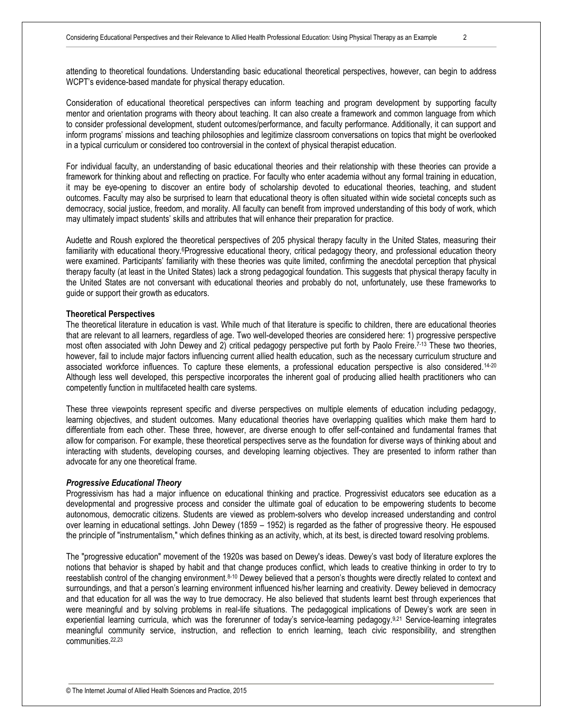attending to theoretical foundations. Understanding basic educational theoretical perspectives, however, can begin to address WCPT's evidence-based mandate for physical therapy education.

Consideration of educational theoretical perspectives can inform teaching and program development by supporting faculty mentor and orientation programs with theory about teaching. It can also create a framework and common language from which to consider professional development, student outcomes/performance, and faculty performance. Additionally, it can support and inform programs' missions and teaching philosophies and legitimize classroom conversations on topics that might be overlooked in a typical curriculum or considered too controversial in the context of physical therapist education.

For individual faculty, an understanding of basic educational theories and their relationship with these theories can provide a framework for thinking about and reflecting on practice. For faculty who enter academia without any formal training in education, it may be eye-opening to discover an entire body of scholarship devoted to educational theories, teaching, and student outcomes. Faculty may also be surprised to learn that educational theory is often situated within wide societal concepts such as democracy, social justice, freedom, and morality. All faculty can benefit from improved understanding of this body of work, which may ultimately impact students' skills and attributes that will enhance their preparation for practice.

Audette and Roush explored the theoretical perspectives of 205 physical therapy faculty in the United States, measuring their familiarity with educational theory.[6] Progressive educational theory, critical pedagogy theory, and professional education theory were examined. Participants' familiarity with these theories was quite limited, confirming the anecdotal perception that physical therapy faculty (at least in the United States) lack a strong pedagogical foundation. This suggests that physical therapy faculty in the United States are not conversant with educational theories and probably do not, unfortunately, use these frameworks to guide or support their growth as educators.

**Theoretical Perspectives**

The theoretical literature in education is vast. While much of that literature is specific to children, there are educational theories that are relevant to all learners, regardless of age. Two well-developed theories are considered here: 1) progressive perspective most often associated with John Dewey and 2) critical pedagogy perspective put forth by Paolo Freire.[7-13] These two theories, however, fail to include major factors influencing current allied health education, such as the necessary curriculum structure and associated workforce influences. To capture these elements, a professional education perspective is also considered.[14-20] Although less well developed, this perspective incorporates the inherent goal of producing allied health practitioners who can competently function in multifaceted health care systems.

These three viewpoints represent specific and diverse perspectives on multiple elements of education including pedagogy, learning objectives, and student outcomes. Many educational theories have overlapping qualities which make them hard to differentiate from each other. These three, however, are diverse enough to offer self-contained and fundamental frames that allow for comparison. For example, these theoretical perspectives serve as the foundation for diverse ways of thinking about and interacting with students, developing courses, and developing learning objectives. They are presented to inform rather than advocate for any one theoretical frame.

***Progressive Educational Theory***

Progressivism has had a major influence on educational thinking and practice. Progressivist educators see education as a developmental and progressive process and consider the ultimate goal of education to be empowering students to become autonomous, democratic citizens. Students are viewed as problem-solvers who develop increased understanding and control over learning in educational settings. John Dewey (1859 – 1952) is regarded as the father of progressive theory. He espoused the principle of "instrumentalism," which defines thinking as an activity, which, at its best, is directed toward resolving problems.

The "progressive education" movement of the 1920s was based on Dewey's ideas. Dewey's vast body of literature explores the notions that behavior is shaped by habit and that change produces conflict, which leads to creative thinking in order to try to reestablish control of the changing environment.[8-10] Dewey believed that a person's thoughts were directly related to context and surroundings, and that a person's learning environment influenced his/her learning and creativity. Dewey believed in democracy and that education for all was the way to true democracy. He also believed that students learnt best through experiences that were meaningful and by solving problems in real-life situations. The pedagogical implications of Dewey's work are seen in experiential learning curricula, which was the forerunner of today's service-learning pedagogy.[9,21] Service-learning integrates meaningful community service, instruction, and reflection to enrich learning, teach civic responsibility, and strengthen communities.[22,23]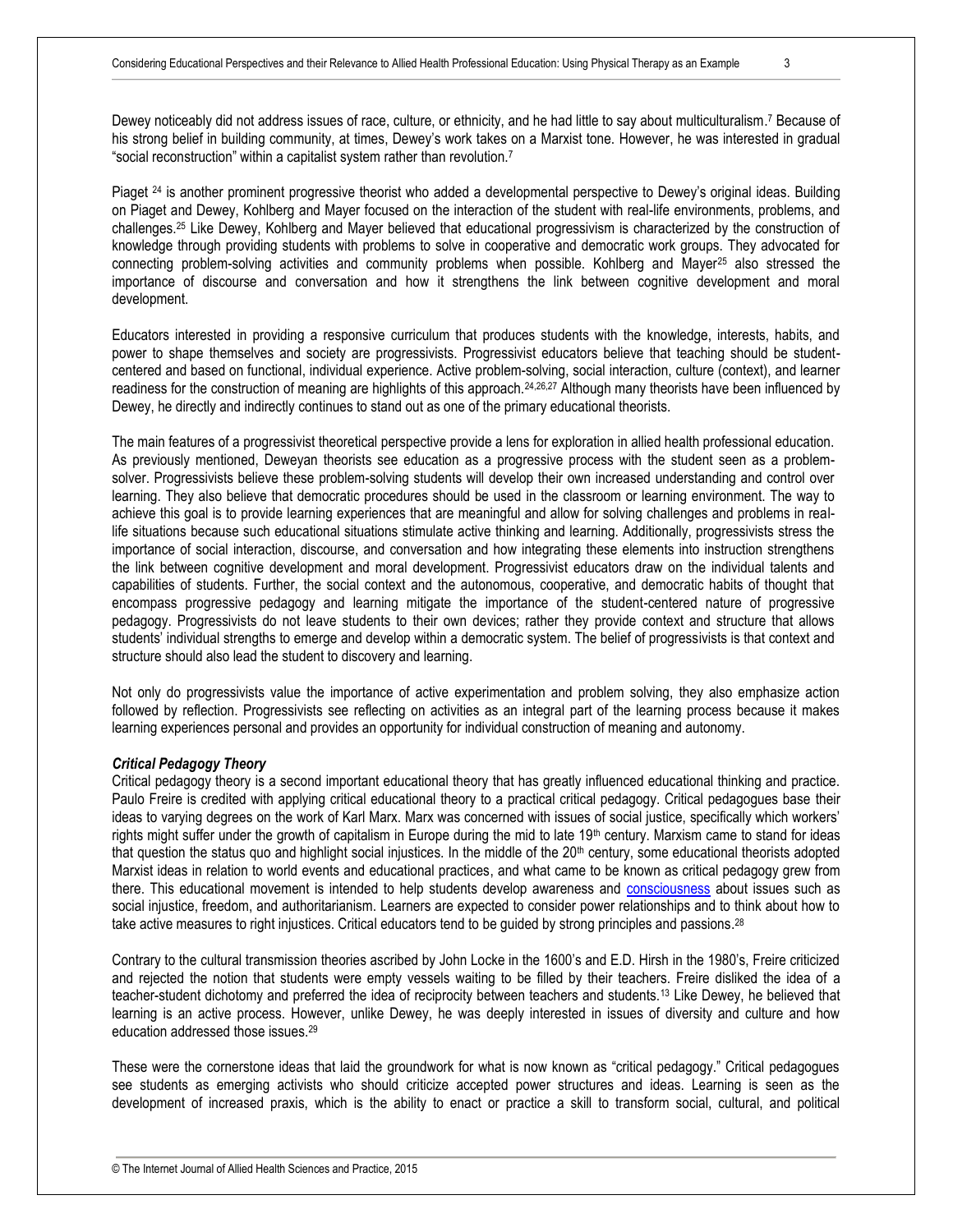Dewey noticeably did not address issues of race, culture, or ethnicity, and he had little to say about multiculturalism.[7] Because of his strong belief in building community, at times, Dewey's work takes on a Marxist tone. However, he was interested in gradual "social reconstruction" within a capitalist system rather than revolution.[7]

Piaget [24] is another prominent progressive theorist who added a developmental perspective to Dewey's original ideas. Building on Piaget and Dewey, Kohlberg and Mayer focused on the interaction of the student with real-life environments, problems, and challenges.[25] Like Dewey, Kohlberg and Mayer believed that educational progressivism is characterized by the construction of knowledge through providing students with problems to solve in cooperative and democratic work groups. They advocated for connecting problem-solving activities and community problems when possible. Kohlberg and Mayer[25] also stressed the importance of discourse and conversation and how it strengthens the link between cognitive development and moral development.

Educators interested in providing a responsive curriculum that produces students with the knowledge, interests, habits, and power to shape themselves and society are progressivists. Progressivist educators believe that teaching should be student-centered and based on functional, individual experience. Active problem-solving, social interaction, culture (context), and learner readiness for the construction of meaning are highlights of this approach.[24,26,27] Although many theorists have been influenced by Dewey, he directly and indirectly continues to stand out as one of the primary educational theorists.

The main features of a progressivist theoretical perspective provide a lens for exploration in allied health professional education. As previously mentioned, Deweyan theorists see education as a progressive process with the student seen as a problem-solver. Progressivists believe these problem-solving students will develop their own increased understanding and control over learning. They also believe that democratic procedures should be used in the classroom or learning environment. The way to achieve this goal is to provide learning experiences that are meaningful and allow for solving challenges and problems in real-life situations because such educational situations stimulate active thinking and learning. Additionally, progressivists stress the importance of social interaction, discourse, and conversation and how integrating these elements into instruction strengthens the link between cognitive development and moral development. Progressivist educators draw on the individual talents and capabilities of students. Further, the social context and the autonomous, cooperative, and democratic habits of thought that encompass progressive pedagogy and learning mitigate the importance of the student-centered nature of progressive pedagogy. Progressivists do not leave students to their own devices; rather they provide context and structure that allows students' individual strengths to emerge and develop within a democratic system. The belief of progressivists is that context and structure should also lead the student to discovery and learning.

Not only do progressivists value the importance of active experimentation and problem solving, they also emphasize action followed by reflection. Progressivists see reflecting on activities as an integral part of the learning process because it makes learning experiences personal and provides an opportunity for individual construction of meaning and autonomy.

***Critical Pedagogy Theory***

Critical pedagogy theory is a second important educational theory that has greatly influenced educational thinking and practice. Paulo Freire is credited with applying critical educational theory to a practical critical pedagogy. Critical pedagogues base their ideas to varying degrees on the work of Karl Marx. Marx was concerned with issues of social justice, specifically which workers' rights might suffer under the growth of capitalism in Europe during the mid to late 19th century. Marxism came to stand for ideas that question the status quo and highlight social injustices. In the middle of the 20th century, some educational theorists adopted Marxist ideas in relation to world events and educational practices, and what came to be known as critical pedagogy grew from there. This educational movement is intended to help students develop awareness and consciousness about issues such as social injustice, freedom, and authoritarianism. Learners are expected to consider power relationships and to think about how to take active measures to right injustices. Critical educators tend to be guided by strong principles and passions.[28]

Contrary to the cultural transmission theories ascribed by John Locke in the 1600's and E.D. Hirsh in the 1980's, Freire criticized and rejected the notion that students were empty vessels waiting to be filled by their teachers. Freire disliked the idea of a teacher-student dichotomy and preferred the idea of reciprocity between teachers and students.[13] Like Dewey, he believed that learning is an active process. However, unlike Dewey, he was deeply interested in issues of diversity and culture and how education addressed those issues.[29]

These were the cornerstone ideas that laid the groundwork for what is now known as "critical pedagogy." Critical pedagogues see students as emerging activists who should criticize accepted power structures and ideas. Learning is seen as the development of increased praxis, which is the ability to enact or practice a skill to transform social, cultural, and political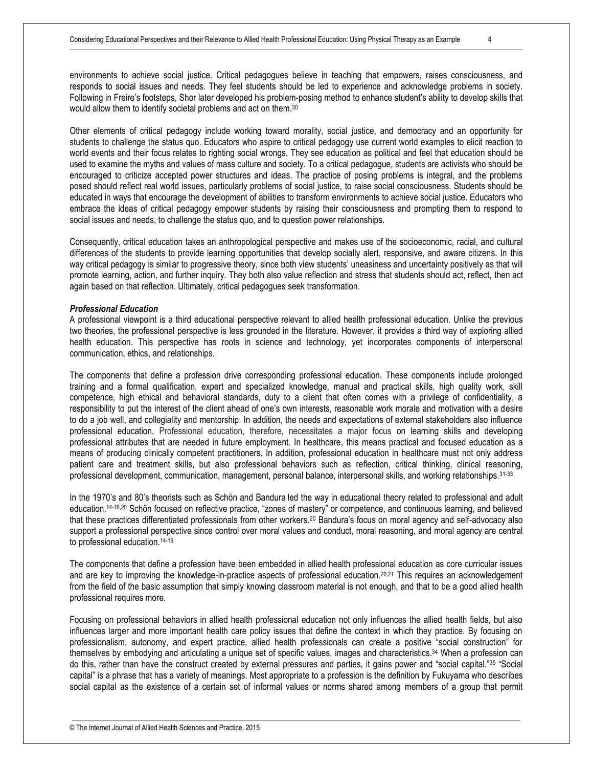environments to achieve social justice. Critical pedagogues believe in teaching that empowers, raises consciousness, and responds to social issues and needs. They feel students should be led to experience and acknowledge problems in society. Following in Freire's footsteps, Shor later developed his problem-posing method to enhance student's ability to develop skills that would allow them to identify societal problems and act on them.[30]

Other elements of critical pedagogy include working toward morality, social justice, and democracy and an opportunity for students to challenge the status quo. Educators who aspire to critical pedagogy use current world examples to elicit reaction to world events and their focus relates to righting social wrongs. They see education as political and feel that education should be used to examine the myths and values of mass culture and society. To a critical pedagogue, students are activists who should be encouraged to criticize accepted power structures and ideas. The practice of posing problems is integral, and the problems posed should reflect real world issues, particularly problems of social justice, to raise social consciousness. Students should be educated in ways that encourage the development of abilities to transform environments to achieve social justice. Educators who embrace the ideas of critical pedagogy empower students by raising their consciousness and prompting them to respond to social issues and needs, to challenge the status quo, and to question power relationships.

Consequently, critical education takes an anthropological perspective and makes use of the socioeconomic, racial, and cultural differences of the students to provide learning opportunities that develop socially alert, responsive, and aware citizens. In this way critical pedagogy is similar to progressive theory, since both view students' uneasiness and uncertainty positively as that will promote learning, action, and further inquiry. They both also value reflection and stress that students should act, reflect, then act again based on that reflection. Ultimately, critical pedagogues seek transformation.

***Professional Education***

A professional viewpoint is a third educational perspective relevant to allied health professional education. Unlike the previous two theories, the professional perspective is less grounded in the literature. However, it provides a third way of exploring allied health education. This perspective has roots in science and technology, yet incorporates components of interpersonal communication, ethics, and relationships.

The components that define a profession drive corresponding professional education. These components include prolonged training and a formal qualification, expert and specialized knowledge, manual and practical skills, high quality work, skill competence, high ethical and behavioral standards, duty to a client that often comes with a privilege of confidentiality, a responsibility to put the interest of the client ahead of one's own interests, reasonable work morale and motivation with a desire to do a job well, and collegiality and mentorship. In addition, the needs and expectations of external stakeholders also influence professional education. Professional education, therefore, necessitates a major focus on learning skills and developing professional attributes that are needed in future employment. In healthcare, this means practical and focused education as a means of producing clinically competent practitioners. In addition, professional education in healthcare must not only address patient care and treatment skills, but also professional behaviors such as reflection, critical thinking, clinical reasoning, professional development, communication, management, personal balance, interpersonal skills, and working relationships.[31-33]

In the 1970's and 80's theorists such as Schön and Bandura led the way in educational theory related to professional and adult education.[14-16,20] Schön focused on reflective practice, "zones of mastery" or competence, and continuous learning, and believed that these practices differentiated professionals from other workers.[20] Bandura's focus on moral agency and self-advocacy also support a professional perspective since control over moral values and conduct, moral reasoning, and moral agency are central to professional education.[14-16]

The components that define a profession have been embedded in allied health professional education as core curricular issues and are key to improving the knowledge-in-practice aspects of professional education.[20,21] This requires an acknowledgement from the field of the basic assumption that simply knowing classroom material is not enough, and that to be a good allied health professional requires more.

Focusing on professional behaviors in allied health professional education not only influences the allied health fields, but also influences larger and more important health care policy issues that define the context in which they practice. By focusing on professionalism, autonomy, and expert practice, allied health professionals can create a positive "social construction" for themselves by embodying and articulating a unique set of specific values, images and characteristics.[34] When a profession can do this, rather than have the construct created by external pressures and parties, it gains power and "social capital."[35] "Social capital" is a phrase that has a variety of meanings. Most appropriate to a profession is the definition by Fukuyama who describes social capital as the existence of a certain set of informal values or norms shared among members of a group that permit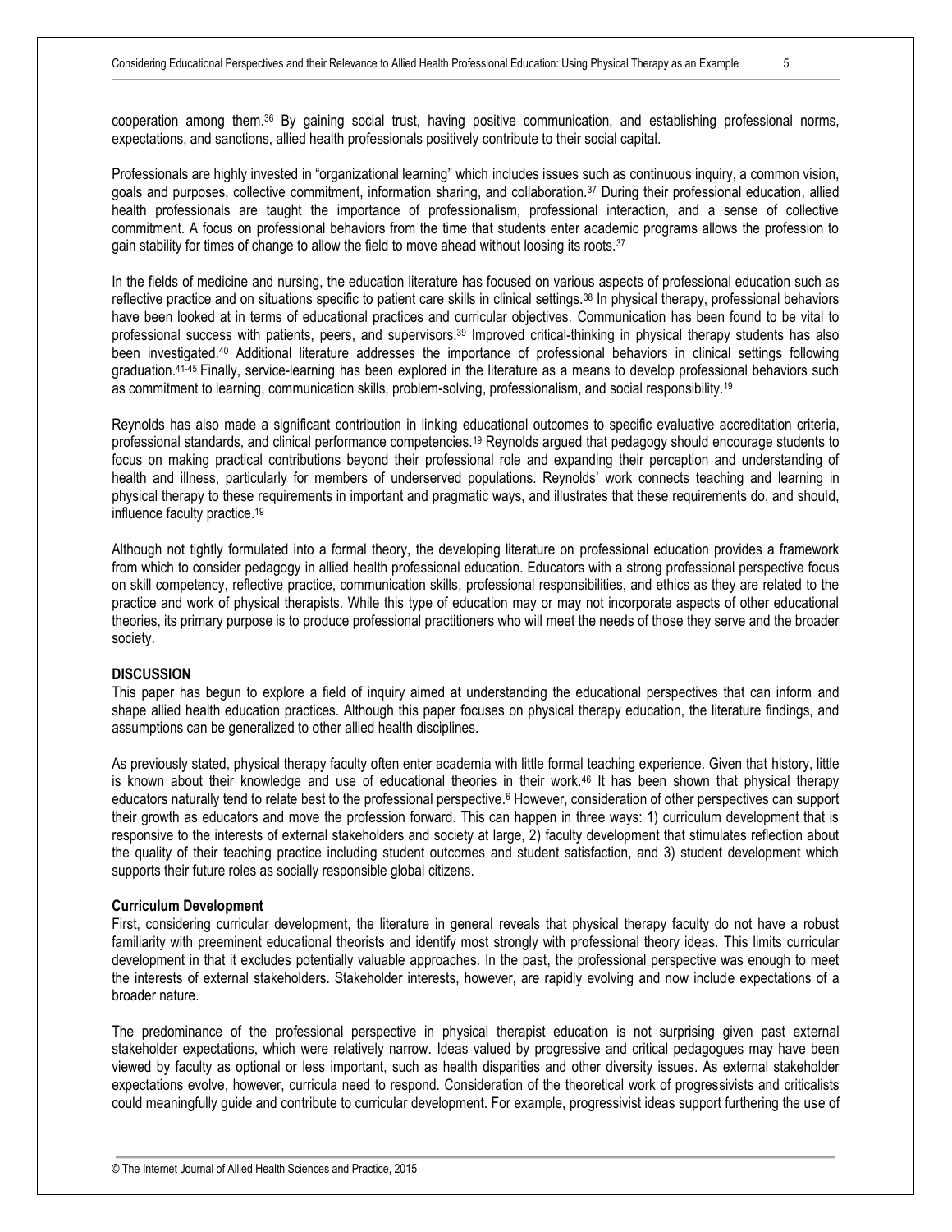cooperation among them.[36] By gaining social trust, having positive communication, and establishing professional norms, expectations, and sanctions, allied health professionals positively contribute to their social capital.

Professionals are highly invested in "organizational learning" which includes issues such as continuous inquiry, a common vision, goals and purposes, collective commitment, information sharing, and collaboration.[37] During their professional education, allied health professionals are taught the importance of professionalism, professional interaction, and a sense of collective commitment. A focus on professional behaviors from the time that students enter academic programs allows the profession to gain stability for times of change to allow the field to move ahead without loosing its roots.[37]

In the fields of medicine and nursing, the education literature has focused on various aspects of professional education such as reflective practice and on situations specific to patient care skills in clinical settings.[38] In physical therapy, professional behaviors have been looked at in terms of educational practices and curricular objectives. Communication has been found to be vital to professional success with patients, peers, and supervisors.[39] Improved critical-thinking in physical therapy students has also been investigated.[40] Additional literature addresses the importance of professional behaviors in clinical settings following graduation.[41-45] Finally, service-learning has been explored in the literature as a means to develop professional behaviors such as commitment to learning, communication skills, problem-solving, professionalism, and social responsibility.[19]

Reynolds has also made a significant contribution in linking educational outcomes to specific evaluative accreditation criteria, professional standards, and clinical performance competencies.[19] Reynolds argued that pedagogy should encourage students to focus on making practical contributions beyond their professional role and expanding their perception and understanding of health and illness, particularly for members of underserved populations. Reynolds' work connects teaching and learning in physical therapy to these requirements in important and pragmatic ways, and illustrates that these requirements do, and should, influence faculty practice.[19]

Although not tightly formulated into a formal theory, the developing literature on professional education provides a framework from which to consider pedagogy in allied health professional education. Educators with a strong professional perspective focus on skill competency, reflective practice, communication skills, professional responsibilities, and ethics as they are related to the practice and work of physical therapists. While this type of education may or may not incorporate aspects of other educational theories, its primary purpose is to produce professional practitioners who will meet the needs of those they serve and the broader society.

## DISCUSSION

This paper has begun to explore a field of inquiry aimed at understanding the educational perspectives that can inform and shape allied health education practices. Although this paper focuses on physical therapy education, the literature findings, and assumptions can be generalized to other allied health disciplines.

As previously stated, physical therapy faculty often enter academia with little formal teaching experience. Given that history, little is known about their knowledge and use of educational theories in their work.[46] It has been shown that physical therapy educators naturally tend to relate best to the professional perspective.[6] However, consideration of other perspectives can support their growth as educators and move the profession forward. This can happen in three ways: 1) curriculum development that is responsive to the interests of external stakeholders and society at large, 2) faculty development that stimulates reflection about the quality of their teaching practice including student outcomes and student satisfaction, and 3) student development which supports their future roles as socially responsible global citizens.

### Curriculum Development

First, considering curricular development, the literature in general reveals that physical therapy faculty do not have a robust familiarity with preeminent educational theorists and identify most strongly with professional theory ideas. This limits curricular development in that it excludes potentially valuable approaches. In the past, the professional perspective was enough to meet the interests of external stakeholders. Stakeholder interests, however, are rapidly evolving and now include expectations of a broader nature.

The predominance of the professional perspective in physical therapist education is not surprising given past external stakeholder expectations, which were relatively narrow. Ideas valued by progressive and critical pedagogues may have been viewed by faculty as optional or less important, such as health disparities and other diversity issues. As external stakeholder expectations evolve, however, curricula need to respond. Consideration of the theoretical work of progressivists and criticalists could meaningfully guide and contribute to curricular development. For example, progressivist ideas support furthering the use of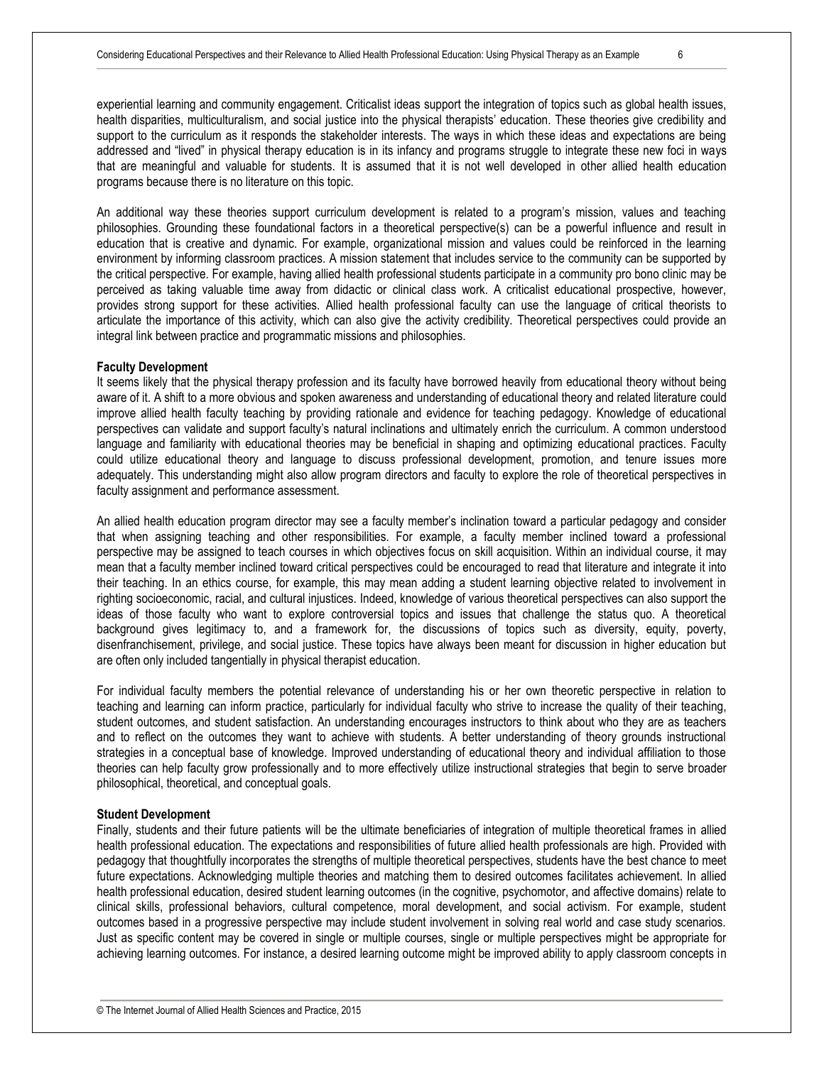experiential learning and community engagement. Criticalist ideas support the integration of topics such as global health issues, health disparities, multiculturalism, and social justice into the physical therapists' education. These theories give credibility and support to the curriculum as it responds the stakeholder interests. The ways in which these ideas and expectations are being addressed and "lived" in physical therapy education is in its infancy and programs struggle to integrate these new foci in ways that are meaningful and valuable for students. It is assumed that it is not well developed in other allied health education programs because there is no literature on this topic.

An additional way these theories support curriculum development is related to a program's mission, values and teaching philosophies. Grounding these foundational factors in a theoretical perspective(s) can be a powerful influence and result in education that is creative and dynamic. For example, organizational mission and values could be reinforced in the learning environment by informing classroom practices. A mission statement that includes service to the community can be supported by the critical perspective. For example, having allied health professional students participate in a community pro bono clinic may be perceived as taking valuable time away from didactic or clinical class work. A criticalist educational prospective, however, provides strong support for these activities. Allied health professional faculty can use the language of critical theorists to articulate the importance of this activity, which can also give the activity credibility. Theoretical perspectives could provide an integral link between practice and programmatic missions and philosophies.

**Faculty Development**

It seems likely that the physical therapy profession and its faculty have borrowed heavily from educational theory without being aware of it. A shift to a more obvious and spoken awareness and understanding of educational theory and related literature could improve allied health faculty teaching by providing rationale and evidence for teaching pedagogy. Knowledge of educational perspectives can validate and support faculty's natural inclinations and ultimately enrich the curriculum. A common understood language and familiarity with educational theories may be beneficial in shaping and optimizing educational practices. Faculty could utilize educational theory and language to discuss professional development, promotion, and tenure issues more adequately. This understanding might also allow program directors and faculty to explore the role of theoretical perspectives in faculty assignment and performance assessment.

An allied health education program director may see a faculty member's inclination toward a particular pedagogy and consider that when assigning teaching and other responsibilities. For example, a faculty member inclined toward a professional perspective may be assigned to teach courses in which objectives focus on skill acquisition. Within an individual course, it may mean that a faculty member inclined toward critical perspectives could be encouraged to read that literature and integrate it into their teaching. In an ethics course, for example, this may mean adding a student learning objective related to involvement in righting socioeconomic, racial, and cultural injustices. Indeed, knowledge of various theoretical perspectives can also support the ideas of those faculty who want to explore controversial topics and issues that challenge the status quo. A theoretical background gives legitimacy to, and a framework for, the discussions of topics such as diversity, equity, poverty, disenfranchisement, privilege, and social justice. These topics have always been meant for discussion in higher education but are often only included tangentially in physical therapist education.

For individual faculty members the potential relevance of understanding his or her own theoretic perspective in relation to teaching and learning can inform practice, particularly for individual faculty who strive to increase the quality of their teaching, student outcomes, and student satisfaction. An understanding encourages instructors to think about who they are as teachers and to reflect on the outcomes they want to achieve with students. A better understanding of theory grounds instructional strategies in a conceptual base of knowledge. Improved understanding of educational theory and individual affiliation to those theories can help faculty grow professionally and to more effectively utilize instructional strategies that begin to serve broader philosophical, theoretical, and conceptual goals.

**Student Development**

Finally, students and their future patients will be the ultimate beneficiaries of integration of multiple theoretical frames in allied health professional education. The expectations and responsibilities of future allied health professionals are high. Provided with pedagogy that thoughtfully incorporates the strengths of multiple theoretical perspectives, students have the best chance to meet future expectations. Acknowledging multiple theories and matching them to desired outcomes facilitates achievement. In allied health professional education, desired student learning outcomes (in the cognitive, psychomotor, and affective domains) relate to clinical skills, professional behaviors, cultural competence, moral development, and social activism. For example, student outcomes based in a progressive perspective may include student involvement in solving real world and case study scenarios. Just as specific content may be covered in single or multiple courses, single or multiple perspectives might be appropriate for achieving learning outcomes. For instance, a desired learning outcome might be improved ability to apply classroom concepts in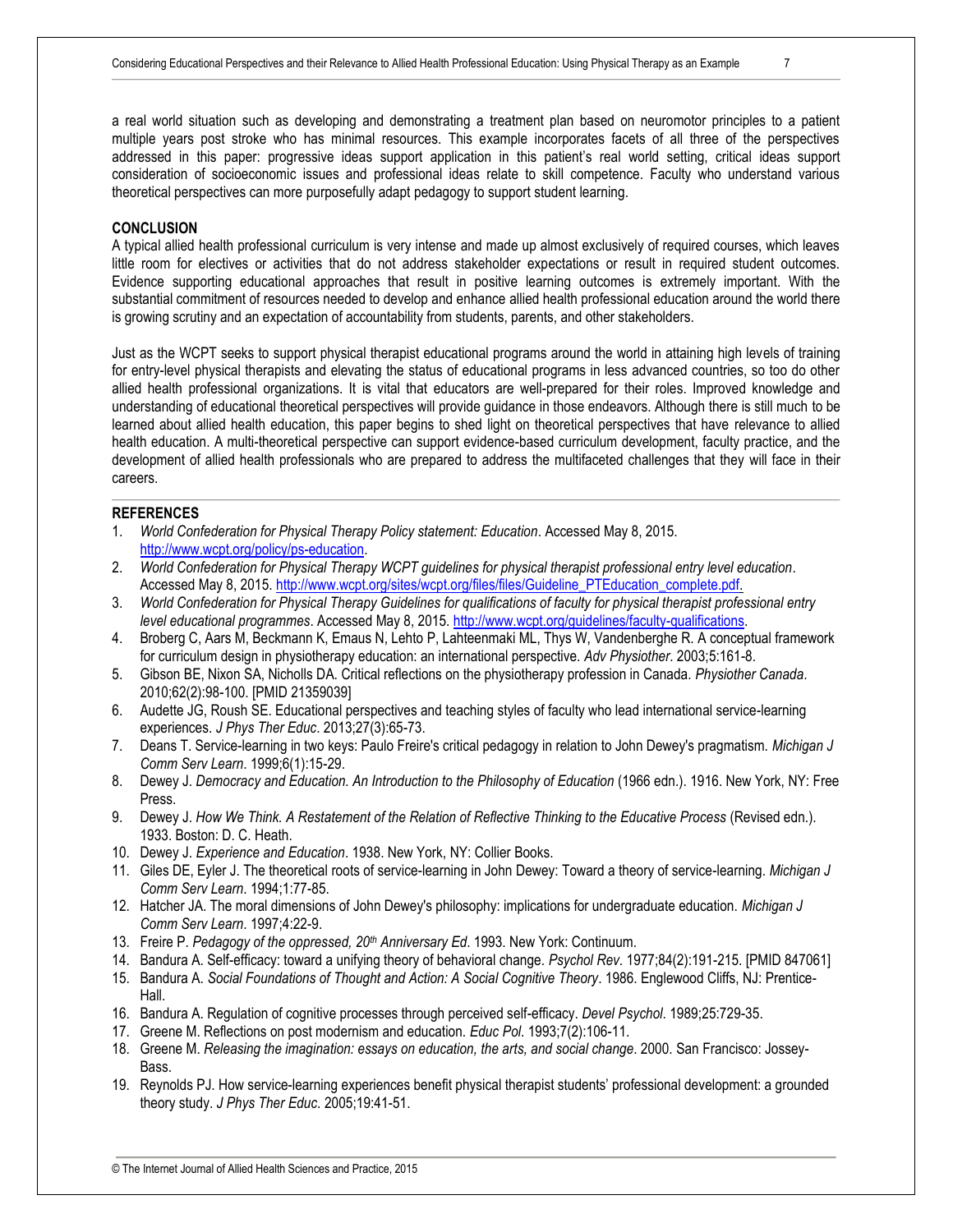a real world situation such as developing and demonstrating a treatment plan based on neuromotor principles to a patient multiple years post stroke who has minimal resources. This example incorporates facets of all three of the perspectives addressed in this paper: progressive ideas support application in this patient's real world setting, critical ideas support consideration of socioeconomic issues and professional ideas relate to skill competence. Faculty who understand various theoretical perspectives can more purposefully adapt pedagogy to support student learning.

## CONCLUSION

A typical allied health professional curriculum is very intense and made up almost exclusively of required courses, which leaves little room for electives or activities that do not address stakeholder expectations or result in required student outcomes. Evidence supporting educational approaches that result in positive learning outcomes is extremely important. With the substantial commitment of resources needed to develop and enhance allied health professional education around the world there is growing scrutiny and an expectation of accountability from students, parents, and other stakeholders.

Just as the WCPT seeks to support physical therapist educational programs around the world in attaining high levels of training for entry-level physical therapists and elevating the status of educational programs in less advanced countries, so too do other allied health professional organizations. It is vital that educators are well-prepared for their roles. Improved knowledge and understanding of educational theoretical perspectives will provide guidance in those endeavors. Although there is still much to be learned about allied health education, this paper begins to shed light on theoretical perspectives that have relevance to allied health education. A multi-theoretical perspective can support evidence-based curriculum development, faculty practice, and the development of allied health professionals who are prepared to address the multifaceted challenges that they will face in their careers.

## REFERENCES

1. *World Confederation for Physical Therapy Policy statement: Education*. Accessed May 8, 2015. http://www.wcpt.org/policy/ps-education.
2. *World Confederation for Physical Therapy WCPT guidelines for physical therapist professional entry level education*. Accessed May 8, 2015. http://www.wcpt.org/sites/wcpt.org/files/files/Guideline_PTEducation_complete.pdf.
3. *World Confederation for Physical Therapy Guidelines for qualifications of faculty for physical therapist professional entry level educational programmes*. Accessed May 8, 2015. http://www.wcpt.org/guidelines/faculty-qualifications.
4. Broberg C, Aars M, Beckmann K, Emaus N, Lehto P, Lahteenmaki ML, Thys W, Vandenberghe R. A conceptual framework for curriculum design in physiotherapy education: an international perspective. *Adv Physiother*. 2003;5:161-8.
5. Gibson BE, Nixon SA, Nicholls DA. Critical reflections on the physiotherapy profession in Canada. *Physiother Canada*. 2010;62(2):98-100. [PMID 21359039]
6. Audette JG, Roush SE. Educational perspectives and teaching styles of faculty who lead international service-learning experiences. *J Phys Ther Educ*. 2013;27(3):65-73.
7. Deans T. Service-learning in two keys: Paulo Freire's critical pedagogy in relation to John Dewey's pragmatism. *Michigan J Comm Serv Learn*. 1999;6(1):15-29.
8. Dewey J. *Democracy and Education. An Introduction to the Philosophy of Education* (1966 edn.). 1916. New York, NY: Free Press.
9. Dewey J. *How We Think. A Restatement of the Relation of Reflective Thinking to the Educative Process* (Revised edn.). 1933. Boston: D. C. Heath.
10. Dewey J. *Experience and Education*. 1938. New York, NY: Collier Books.
11. Giles DE, Eyler J. The theoretical roots of service-learning in John Dewey: Toward a theory of service-learning. *Michigan J Comm Serv Learn*. 1994;1:77-85.
12. Hatcher JA. The moral dimensions of John Dewey's philosophy: implications for undergraduate education. *Michigan J Comm Serv Learn*. 1997;4:22-9.
13. Freire P. *Pedagogy of the oppressed, 20th Anniversary Ed*. 1993. New York: Continuum.
14. Bandura A. Self-efficacy: toward a unifying theory of behavioral change. *Psychol Rev*. 1977;84(2):191-215. [PMID 847061]
15. Bandura A. *Social Foundations of Thought and Action: A Social Cognitive Theory*. 1986. Englewood Cliffs, NJ: Prentice-Hall.
16. Bandura A. Regulation of cognitive processes through perceived self-efficacy. *Devel Psychol*. 1989;25:729-35.
17. Greene M. Reflections on post modernism and education. *Educ Pol*. 1993;7(2):106-11.
18. Greene M. *Releasing the imagination: essays on education, the arts, and social change*. 2000. San Francisco: Jossey-Bass.
19. Reynolds PJ. How service-learning experiences benefit physical therapist students' professional development: a grounded theory study. *J Phys Ther Educ*. 2005;19:41-51.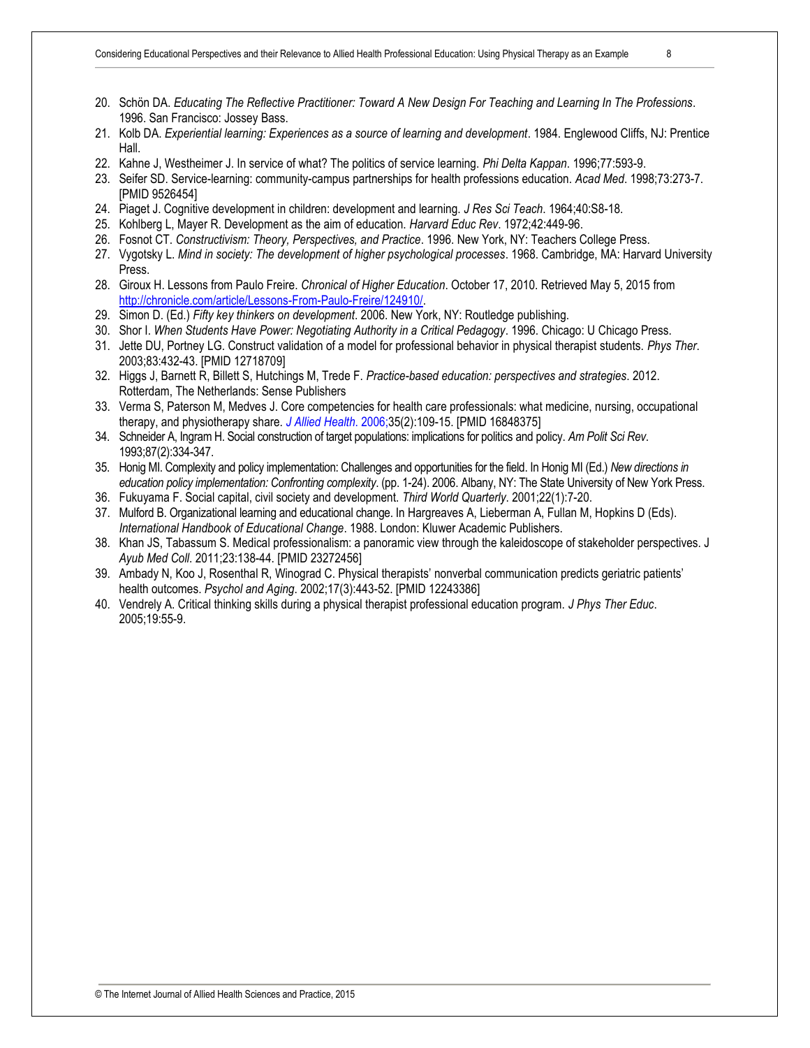20. Schön DA. *Educating The Reflective Practitioner: Toward A New Design For Teaching and Learning In The Professions*. 1996. San Francisco: Jossey Bass.
21. Kolb DA. *Experiential learning: Experiences as a source of learning and development*. 1984. Englewood Cliffs, NJ: Prentice Hall.
22. Kahne J, Westheimer J. In service of what? The politics of service learning. *Phi Delta Kappan*. 1996;77:593-9.
23. Seifer SD. Service-learning: community-campus partnerships for health professions education. *Acad Med*. 1998;73:273-7. [PMID 9526454]
24. Piaget J. Cognitive development in children: development and learning. *J Res Sci Teach*. 1964;40:S8-18.
25. Kohlberg L, Mayer R. Development as the aim of education. *Harvard Educ Rev*. 1972;42:449-96.
26. Fosnot CT. *Constructivism: Theory, Perspectives, and Practice*. 1996. New York, NY: Teachers College Press.
27. Vygotsky L. *Mind in society: The development of higher psychological processes*. 1968. Cambridge, MA: Harvard University Press.
28. Giroux H. Lessons from Paulo Freire. *Chronical of Higher Education*. October 17, 2010. Retrieved May 5, 2015 from http://chronicle.com/article/Lessons-From-Paulo-Freire/124910/.
29. Simon D. (Ed.) *Fifty key thinkers on development*. 2006. New York, NY: Routledge publishing.
30. Shor I. *When Students Have Power: Negotiating Authority in a Critical Pedagogy*. 1996. Chicago: U Chicago Press.
31. Jette DU, Portney LG. Construct validation of a model for professional behavior in physical therapist students. *Phys Ther*. 2003;83:432-43. [PMID 12718709]
32. Higgs J, Barnett R, Billett S, Hutchings M, Trede F. *Practice-based education: perspectives and strategies*. 2012. Rotterdam, The Netherlands: Sense Publishers
33. Verma S, Paterson M, Medves J. Core competencies for health care professionals: what medicine, nursing, occupational therapy, and physiotherapy share. *J Allied Health*. 2006;35(2):109-15. [PMID 16848375]
34. Schneider A, Ingram H. Social construction of target populations: implications for politics and policy. *Am Polit Sci Rev*. 1993;87(2):334-347.
35. Honig MI. Complexity and policy implementation: Challenges and opportunities for the field. In Honig MI (Ed.) *New directions in education policy implementation: Confronting complexity*. (pp. 1-24). 2006. Albany, NY: The State University of New York Press.
36. Fukuyama F. Social capital, civil society and development. *Third World Quarterly*. 2001;22(1):7-20.
37. Mulford B. Organizational learning and educational change. In Hargreaves A, Lieberman A, Fullan M, Hopkins D (Eds). *International Handbook of Educational Change*. 1988. London: Kluwer Academic Publishers.
38. Khan JS, Tabassum S. Medical professionalism: a panoramic view through the kaleidoscope of stakeholder perspectives. J *Ayub Med Coll*. 2011;23:138-44. [PMID 23272456]
39. Ambady N, Koo J, Rosenthal R, Winograd C. Physical therapists' nonverbal communication predicts geriatric patients' health outcomes. *Psychol and Aging*. 2002;17(3):443-52. [PMID 12243386]
40. Vendrely A. Critical thinking skills during a physical therapist professional education program. *J Phys Ther Educ*. 2005;19:55-9.